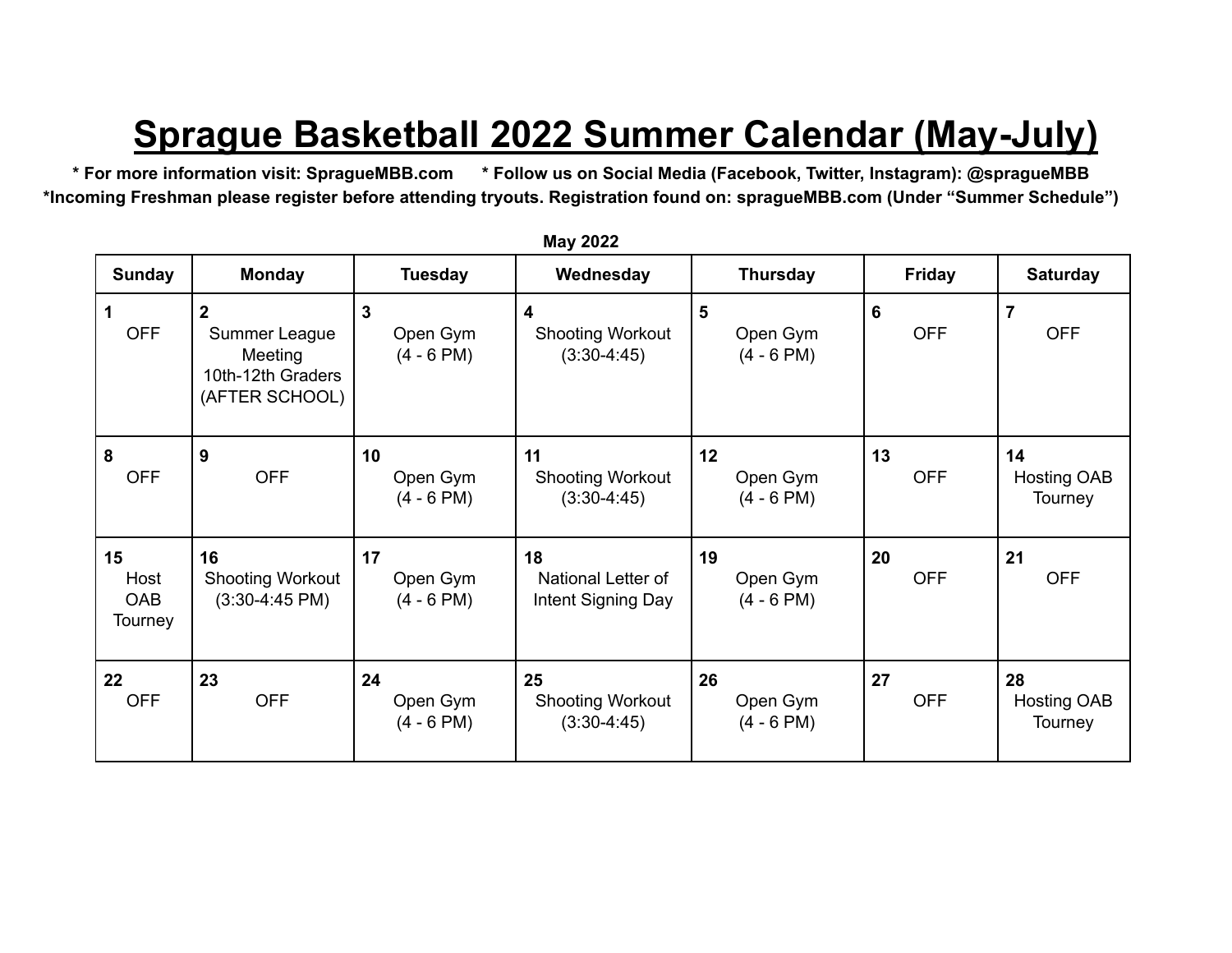# Sprague Basketball 2022 Summer Calendar (May-July)

**\* For more information visit: SpragueMBB.com      \* Follow us on Social Media (Facebook, Twitter, Instagram): @spragueMBB**

**\*Incoming Freshman please register before attending tryouts. Registration found on: spragueMBB.com (Under "Summer Schedule")**

**May 2022**

| Sunday | Monday | Tuesday | Wednesday | Thursday | Friday | Saturday |
|---|---|---|---|---|---|---|
| **1** OFF | **2** Summer League Meeting 10th-12th Graders (AFTER SCHOOL) | **3** Open Gym (4 - 6 PM) | **4** Shooting Workout (3:30-4:45) | **5** Open Gym (4 - 6 PM) | **6** OFF | **7** OFF |
| **8** OFF | **9** OFF | **10** Open Gym (4 - 6 PM) | **11** Shooting Workout (3:30-4:45) | **12** Open Gym (4 - 6 PM) | **13** OFF | **14** Hosting OAB Tourney |
| **15** Host OAB Tourney | **16** Shooting Workout (3:30-4:45 PM) | **17** Open Gym (4 - 6 PM) | **18** National Letter of Intent Signing Day | **19** Open Gym (4 - 6 PM) | **20** OFF | **21** OFF |
| **22** OFF | **23** OFF | **24** Open Gym (4 - 6 PM) | **25** Shooting Workout (3:30-4:45) | **26** Open Gym (4 - 6 PM) | **27** OFF | **28** Hosting OAB Tourney |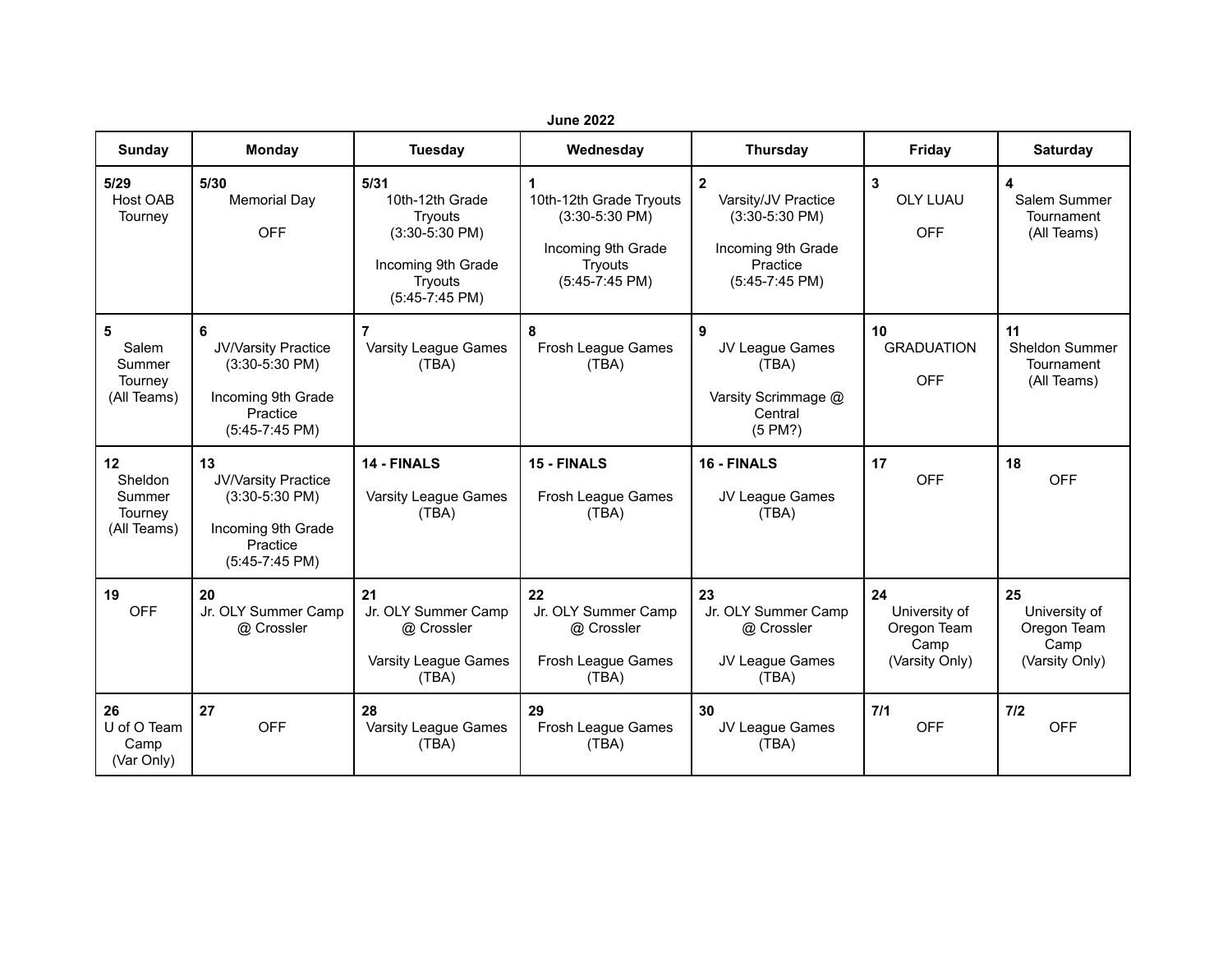**June 2022**

| Sunday | Monday | Tuesday | Wednesday | Thursday | Friday | Saturday |
|---|---|---|---|---|---|---|
| **5/29**<br>Host OAB Tourney | **5/30**<br>Memorial Day<br><br>OFF | **5/31**<br>10th-12th Grade Tryouts<br>(3:30-5:30 PM)<br><br>Incoming 9th Grade Tryouts<br>(5:45-7:45 PM) | **1**<br>10th-12th Grade Tryouts<br>(3:30-5:30 PM)<br><br>Incoming 9th Grade Tryouts<br>(5:45-7:45 PM) | **2**<br>Varsity/JV Practice<br>(3:30-5:30 PM)<br><br>Incoming 9th Grade Practice<br>(5:45-7:45 PM) | **3**<br>OLY LUAU<br><br>OFF | **4**<br>Salem Summer Tournament<br>(All Teams) |
| **5**<br>Salem Summer Tourney<br>(All Teams) | **6**<br>JV/Varsity Practice<br>(3:30-5:30 PM)<br><br>Incoming 9th Grade Practice<br>(5:45-7:45 PM) | **7**<br>Varsity League Games<br>(TBA) | **8**<br>Frosh League Games<br>(TBA) | **9**<br>JV League Games<br>(TBA)<br><br>Varsity Scrimmage @ Central<br>(5 PM?) | **10**<br>GRADUATION<br><br>OFF | **11**<br>Sheldon Summer Tournament<br>(All Teams) |
| **12**<br>Sheldon Summer Tourney<br>(All Teams) | **13**<br>JV/Varsity Practice<br>(3:30-5:30 PM)<br><br>Incoming 9th Grade Practice<br>(5:45-7:45 PM) | **14 - FINALS**<br><br>Varsity League Games<br>(TBA) | **15 - FINALS**<br><br>Frosh League Games<br>(TBA) | **16 - FINALS**<br><br>JV League Games<br>(TBA) | **17**<br>OFF | **18**<br>OFF |
| **19**<br>OFF | **20**<br>Jr. OLY Summer Camp @ Crossler | **21**<br>Jr. OLY Summer Camp @ Crossler<br><br>Varsity League Games<br>(TBA) | **22**<br>Jr. OLY Summer Camp @ Crossler<br><br>Frosh League Games<br>(TBA) | **23**<br>Jr. OLY Summer Camp @ Crossler<br><br>JV League Games<br>(TBA) | **24**<br>University of Oregon Team Camp<br>(Varsity Only) | **25**<br>University of Oregon Team Camp<br>(Varsity Only) |
| **26**<br>U of O Team Camp<br>(Var Only) | **27**<br>OFF | **28**<br>Varsity League Games<br>(TBA) | **29**<br>Frosh League Games<br>(TBA) | **30**<br>JV League Games<br>(TBA) | **7/1**<br>OFF | **7/2**<br>OFF |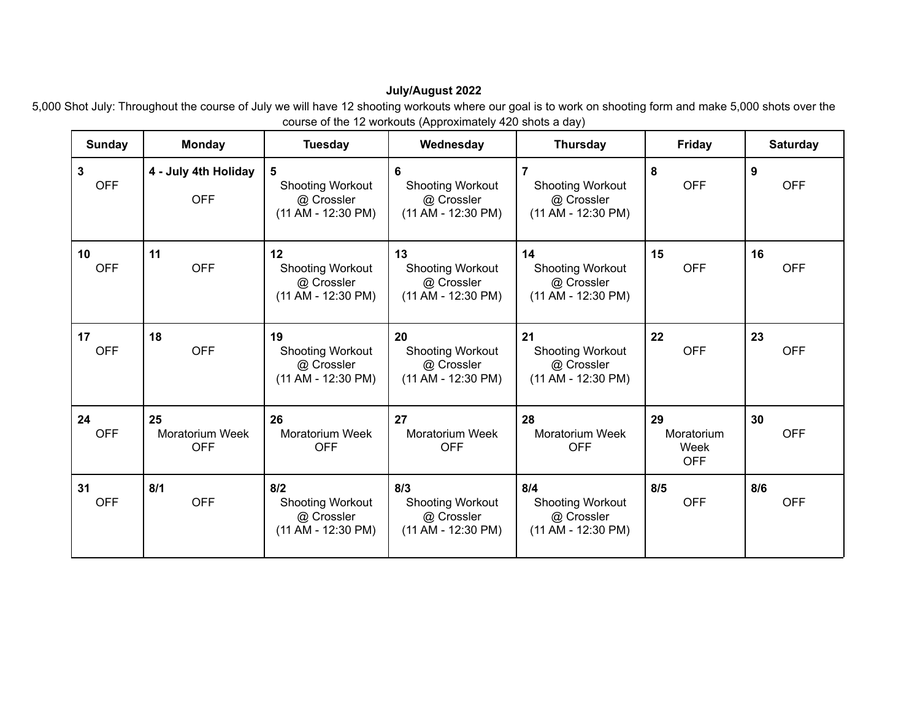**July/August 2022**

5,000 Shot July: Throughout the course of July we will have 12 shooting workouts where our goal is to work on shooting form and make 5,000 shots over the course of the 12 workouts (Approximately 420 shots a day)

| Sunday | Monday | Tuesday | Wednesday | Thursday | Friday | Saturday |
|---|---|---|---|---|---|---|
| **3** OFF | **4 - July 4th Holiday** OFF | **5** Shooting Workout @ Crossler (11 AM - 12:30 PM) | **6** Shooting Workout @ Crossler (11 AM - 12:30 PM) | **7** Shooting Workout @ Crossler (11 AM - 12:30 PM) | **8** OFF | **9** OFF |
| **10** OFF | **11** OFF | **12** Shooting Workout @ Crossler (11 AM - 12:30 PM) | **13** Shooting Workout @ Crossler (11 AM - 12:30 PM) | **14** Shooting Workout @ Crossler (11 AM - 12:30 PM) | **15** OFF | **16** OFF |
| **17** OFF | **18** OFF | **19** Shooting Workout @ Crossler (11 AM - 12:30 PM) | **20** Shooting Workout @ Crossler (11 AM - 12:30 PM) | **21** Shooting Workout @ Crossler (11 AM - 12:30 PM) | **22** OFF | **23** OFF |
| **24** OFF | **25** Moratorium Week OFF | **26** Moratorium Week OFF | **27** Moratorium Week OFF | **28** Moratorium Week OFF | **29** Moratorium Week OFF | **30** OFF |
| **31** OFF | **8/1** OFF | **8/2** Shooting Workout @ Crossler (11 AM - 12:30 PM) | **8/3** Shooting Workout @ Crossler (11 AM - 12:30 PM) | **8/4** Shooting Workout @ Crossler (11 AM - 12:30 PM) | **8/5** OFF | **8/6** OFF |